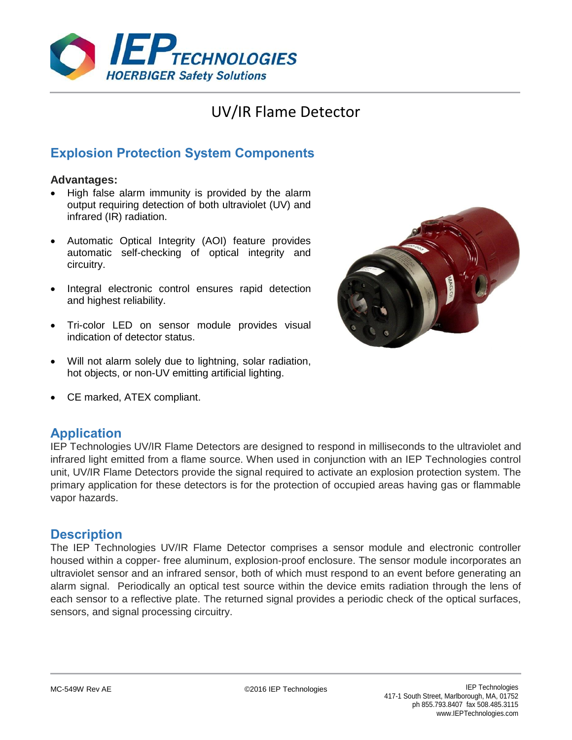# UV/IR Flame Detector

## Explosion Protection System Components

**Advantages:**

- High false alarm immunity is provided by the alarm output requiring detection of both ultraviolet (UV) and infrared (IR) radiation.
- Automatic Optical Integrity (AOI) feature provides automatic self-checking of optical integrity and circuitry.
- Integral electronic control ensures rapid detection and highest reliability.
- Tri-color LED on sensor module provides visual indication of detector status.
- Will not alarm solely due to lightning, solar radiation, hot objects, or non-UV emitting artificial lighting.
- CE marked, ATEX compliant.

## Application

IEP Technologies UV/IR Flame Detectors are designed to respond in milliseconds to the ultraviolet and infrared light emitted from a flame source. When used in conjunction with an IEP Technologies control unit, UV/IR Flame Detectors provide the signal required to activate an explosion protection system. The primary application for these detectors is for the protection of occupied areas having gas or flammable vapor hazards.

## Description

The IEP Technologies UV/IR Flame Detector comprises a sensor module and electronic controller housed within a copper- free aluminum, explosion-proof enclosure. The sensor module incorporates an ultraviolet sensor and an infrared sensor, both of which must respond to an event before generating an alarm signal. Periodically an optical test source within the device emits radiation through the lens of each sensor to a reflective plate. The returned signal provides a periodic check of the optical surfaces, sensors, and signal processing circuitry.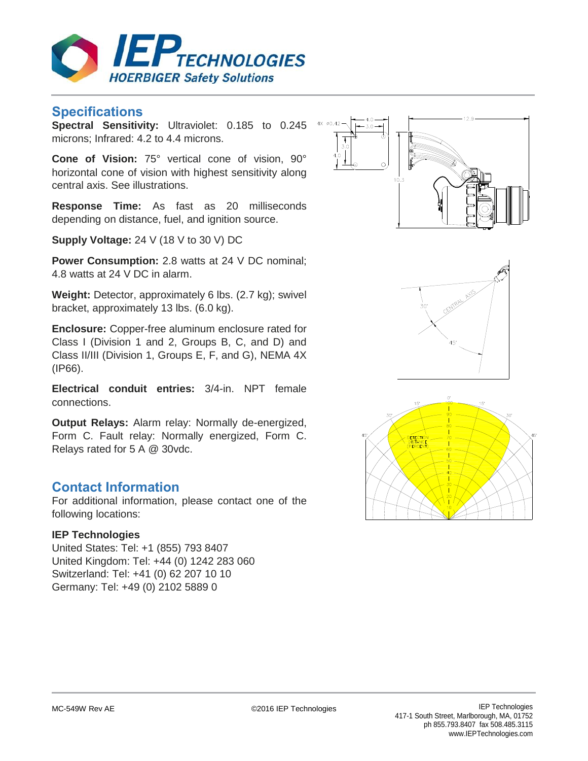## Specifications

**Spectral Sensitivity:** Ultraviolet: 0.185 to 0.245 microns; Infrared: 4.2 to 4.4 microns.

**Cone of Vision:** 75° vertical cone of vision, 90° horizontal cone of vision with highest sensitivity along central axis. See illustrations.

**Response Time:** As fast as 20 milliseconds depending on distance, fuel, and ignition source.

**Supply Voltage:** 24 V (18 V to 30 V) DC

**Power Consumption:** 2.8 watts at 24 V DC nominal; 4.8 watts at 24 V DC in alarm.

**Weight:** Detector, approximately 6 lbs. (2.7 kg); swivel bracket, approximately 13 lbs. (6.0 kg).

**Enclosure:** Copper-free aluminum enclosure rated for Class I (Division 1 and 2, Groups B, C, and D) and Class II/III (Division 1, Groups E, F, and G), NEMA 4X (IP66).

**Electrical conduit entries:** 3/4-in. NPT female connections.

**Output Relays:** Alarm relay: Normally de-energized, Form C. Fault relay: Normally energized, Form C. Relays rated for 5 A @ 30vdc.

4X ⌀0.42
4.0
3.0
3.0
4.0
12.9
10.3

30°
CENTRAL AXIS
45°

0°
15°
15°
30°
30°
45°
45°
DETECTION DISTANCE (PERCENT)
100
90
80
70
60
50
40
30
20
10

## Contact Information

For additional information, please contact one of the following locations:

**IEP Technologies**
United States: Tel: +1 (855) 793 8407
United Kingdom: Tel: +44 (0) 1242 283 060
Switzerland: Tel: +41 (0) 62 207 10 10
Germany: Tel: +49 (0) 2102 5889 0

MC-549W Rev AE

©2016 IEP Technologies

IEP Technologies
417-1 South Street, Marlborough, MA, 01752
ph 855.793.8407 fax 508.485.3115
www.IEPTechnologies.com